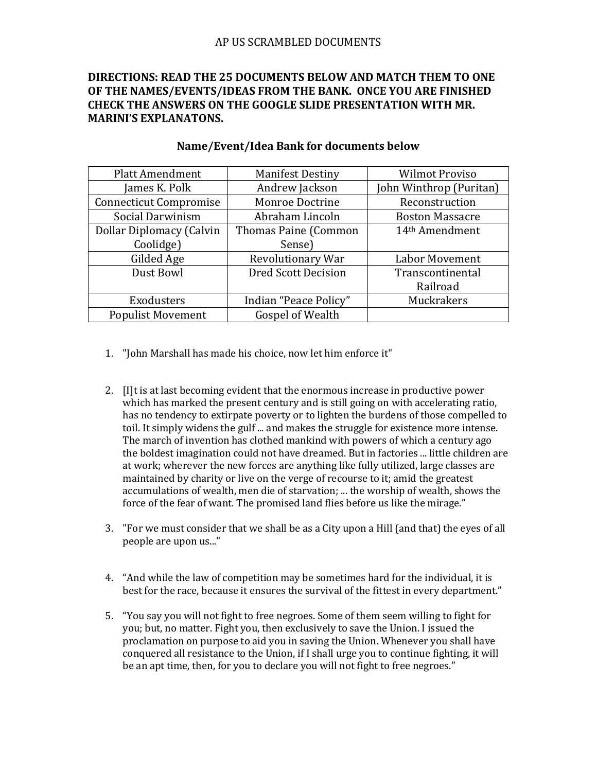AP US SCRAMBLED DOCUMENTS

**DIRECTIONS: READ THE 25 DOCUMENTS BELOW AND MATCH THEM TO ONE OF THE NAMES/EVENTS/IDEAS FROM THE BANK. ONCE YOU ARE FINISHED CHECK THE ANSWERS ON THE GOOGLE SLIDE PRESENTATION WITH MR. MARINI'S EXPLANATONS.**

**Name/Event/Idea Bank for documents below**

| | | |
|---|---|---|
| Platt Amendment | Manifest Destiny | Wilmot Proviso |
| James K. Polk | Andrew Jackson | John Winthrop (Puritan) |
| Connecticut Compromise | Monroe Doctrine | Reconstruction |
| Social Darwinism | Abraham Lincoln | Boston Massacre |
| Dollar Diplomacy (Calvin Coolidge) | Thomas Paine (Common Sense) | 14th Amendment |
| Gilded Age | Revolutionary War | Labor Movement |
| Dust Bowl | Dred Scott Decision | Transcontinental Railroad |
| Exodusters | Indian "Peace Policy" | Muckrakers |
| Populist Movement | Gospel of Wealth | |

1. "John Marshall has made his choice, now let him enforce it"

2. [I]t is at last becoming evident that the enormous increase in productive power which has marked the present century and is still going on with accelerating ratio, has no tendency to extirpate poverty or to lighten the burdens of those compelled to toil. It simply widens the gulf ... and makes the struggle for existence more intense. The march of invention has clothed mankind with powers of which a century ago the boldest imagination could not have dreamed. But in factories ... little children are at work; wherever the new forces are anything like fully utilized, large classes are maintained by charity or live on the verge of recourse to it; amid the greatest accumulations of wealth, men die of starvation; ... the worship of wealth, shows the force of the fear of want. The promised land flies before us like the mirage."

3. "For we must consider that we shall be as a City upon a Hill (and that) the eyes of all people are upon us..."

4. "And while the law of competition may be sometimes hard for the individual, it is best for the race, because it ensures the survival of the fittest in every department."

5. "You say you will not fight to free negroes. Some of them seem willing to fight for you; but, no matter. Fight you, then exclusively to save the Union. I issued the proclamation on purpose to aid you in saving the Union. Whenever you shall have conquered all resistance to the Union, if I shall urge you to continue fighting, it will be an apt time, then, for you to declare you will not fight to free negroes."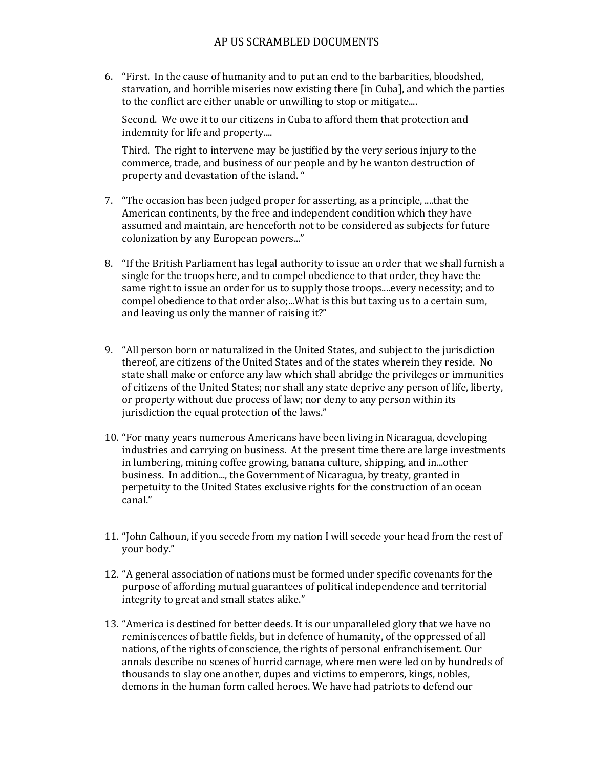AP US SCRAMBLED DOCUMENTS

6. "First. In the cause of humanity and to put an end to the barbarities, bloodshed, starvation, and horrible miseries now existing there [in Cuba], and which the parties to the conflict are either unable or unwilling to stop or mitigate....

   Second. We owe it to our citizens in Cuba to afford them that protection and indemnity for life and property....

   Third. The right to intervene may be justified by the very serious injury to the commerce, trade, and business of our people and by he wanton destruction of property and devastation of the island. "

7. "The occasion has been judged proper for asserting, as a principle, ....that the American continents, by the free and independent condition which they have assumed and maintain, are henceforth not to be considered as subjects for future colonization by any European powers..."

8. "If the British Parliament has legal authority to issue an order that we shall furnish a single for the troops here, and to compel obedience to that order, they have the same right to issue an order for us to supply those troops....every necessity; and to compel obedience to that order also;...What is this but taxing us to a certain sum, and leaving us only the manner of raising it?"

9. "All person born or naturalized in the United States, and subject to the jurisdiction thereof, are citizens of the United States and of the states wherein they reside. No state shall make or enforce any law which shall abridge the privileges or immunities of citizens of the United States; nor shall any state deprive any person of life, liberty, or property without due process of law; nor deny to any person within its jurisdiction the equal protection of the laws."

10. "For many years numerous Americans have been living in Nicaragua, developing industries and carrying on business. At the present time there are large investments in lumbering, mining coffee growing, banana culture, shipping, and in...other business. In addition..., the Government of Nicaragua, by treaty, granted in perpetuity to the United States exclusive rights for the construction of an ocean canal."

11. "John Calhoun, if you secede from my nation I will secede your head from the rest of your body."

12. "A general association of nations must be formed under specific covenants for the purpose of affording mutual guarantees of political independence and territorial integrity to great and small states alike."

13. "America is destined for better deeds. It is our unparalleled glory that we have no reminiscences of battle fields, but in defence of humanity, of the oppressed of all nations, of the rights of conscience, the rights of personal enfranchisement. Our annals describe no scenes of horrid carnage, where men were led on by hundreds of thousands to slay one another, dupes and victims to emperors, kings, nobles, demons in the human form called heroes. We have had patriots to defend our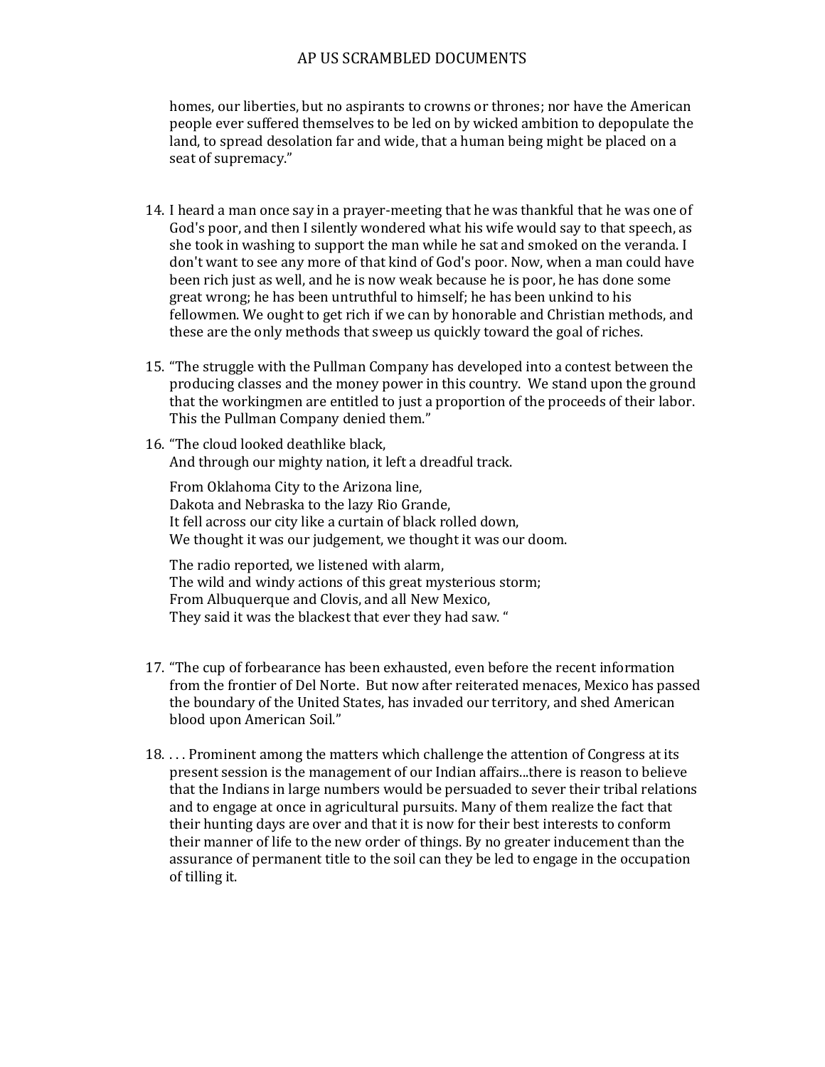homes, our liberties, but no aspirants to crowns or thrones; nor have the American people ever suffered themselves to be led on by wicked ambition to depopulate the land, to spread desolation far and wide, that a human being might be placed on a seat of supremacy."

14. I heard a man once say in a prayer-meeting that he was thankful that he was one of God's poor, and then I silently wondered what his wife would say to that speech, as she took in washing to support the man while he sat and smoked on the veranda. I don't want to see any more of that kind of God's poor. Now, when a man could have been rich just as well, and he is now weak because he is poor, he has done some great wrong; he has been untruthful to himself; he has been unkind to his fellowmen. We ought to get rich if we can by honorable and Christian methods, and these are the only methods that sweep us quickly toward the goal of riches.

15. "The struggle with the Pullman Company has developed into a contest between the producing classes and the money power in this country. We stand upon the ground that the workingmen are entitled to just a proportion of the proceeds of their labor. This the Pullman Company denied them."

16. "The cloud looked deathlike black,
    And through our mighty nation, it left a dreadful track.

    From Oklahoma City to the Arizona line,
    Dakota and Nebraska to the lazy Rio Grande,
    It fell across our city like a curtain of black rolled down,
    We thought it was our judgement, we thought it was our doom.

    The radio reported, we listened with alarm,
    The wild and windy actions of this great mysterious storm;
    From Albuquerque and Clovis, and all New Mexico,
    They said it was the blackest that ever they had saw. "

17. "The cup of forbearance has been exhausted, even before the recent information from the frontier of Del Norte. But now after reiterated menaces, Mexico has passed the boundary of the United States, has invaded our territory, and shed American blood upon American Soil."

18. . . . Prominent among the matters which challenge the attention of Congress at its present session is the management of our Indian affairs...there is reason to believe that the Indians in large numbers would be persuaded to sever their tribal relations and to engage at once in agricultural pursuits. Many of them realize the fact that their hunting days are over and that it is now for their best interests to conform their manner of life to the new order of things. By no greater inducement than the assurance of permanent title to the soil can they be led to engage in the occupation of tilling it.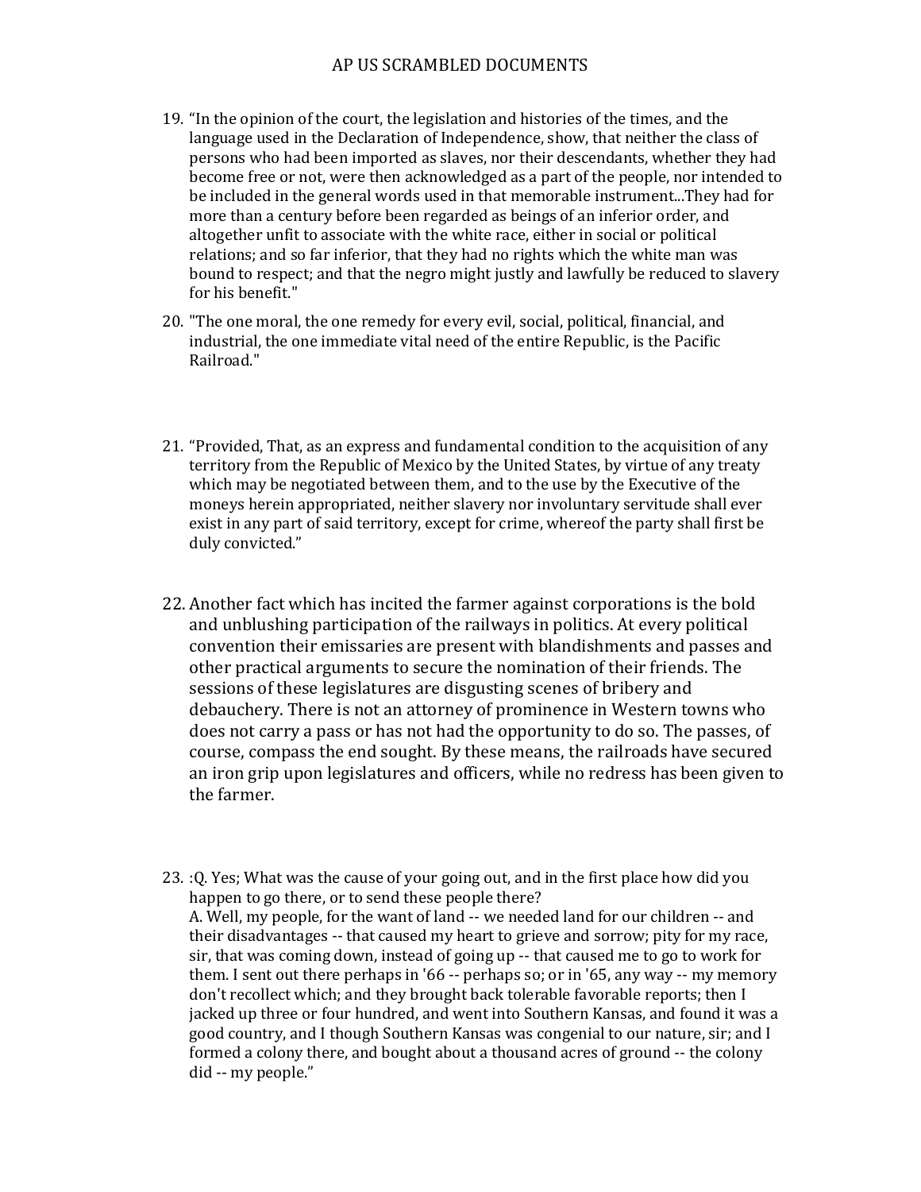# AP US SCRAMBLED DOCUMENTS

19. "In the opinion of the court, the legislation and histories of the times, and the language used in the Declaration of Independence, show, that neither the class of persons who had been imported as slaves, nor their descendants, whether they had become free or not, were then acknowledged as a part of the people, nor intended to be included in the general words used in that memorable instrument...They had for more than a century before been regarded as beings of an inferior order, and altogether unfit to associate with the white race, either in social or political relations; and so far inferior, that they had no rights which the white man was bound to respect; and that the negro might justly and lawfully be reduced to slavery for his benefit."

20. "The one moral, the one remedy for every evil, social, political, financial, and industrial, the one immediate vital need of the entire Republic, is the Pacific Railroad."

21. "Provided, That, as an express and fundamental condition to the acquisition of any territory from the Republic of Mexico by the United States, by virtue of any treaty which may be negotiated between them, and to the use by the Executive of the moneys herein appropriated, neither slavery nor involuntary servitude shall ever exist in any part of said territory, except for crime, whereof the party shall first be duly convicted."

22. Another fact which has incited the farmer against corporations is the bold and unblushing participation of the railways in politics. At every political convention their emissaries are present with blandishments and passes and other practical arguments to secure the nomination of their friends. The sessions of these legislatures are disgusting scenes of bribery and debauchery. There is not an attorney of prominence in Western towns who does not carry a pass or has not had the opportunity to do so. The passes, of course, compass the end sought. By these means, the railroads have secured an iron grip upon legislatures and officers, while no redress has been given to the farmer.

23. :Q. Yes; What was the cause of your going out, and in the first place how did you happen to go there, or to send these people there?
    A. Well, my people, for the want of land -- we needed land for our children -- and their disadvantages -- that caused my heart to grieve and sorrow; pity for my race, sir, that was coming down, instead of going up -- that caused me to go to work for them. I sent out there perhaps in '66 -- perhaps so; or in '65, any way -- my memory don't recollect which; and they brought back tolerable favorable reports; then I jacked up three or four hundred, and went into Southern Kansas, and found it was a good country, and I though Southern Kansas was congenial to our nature, sir; and I formed a colony there, and bought about a thousand acres of ground -- the colony did -- my people."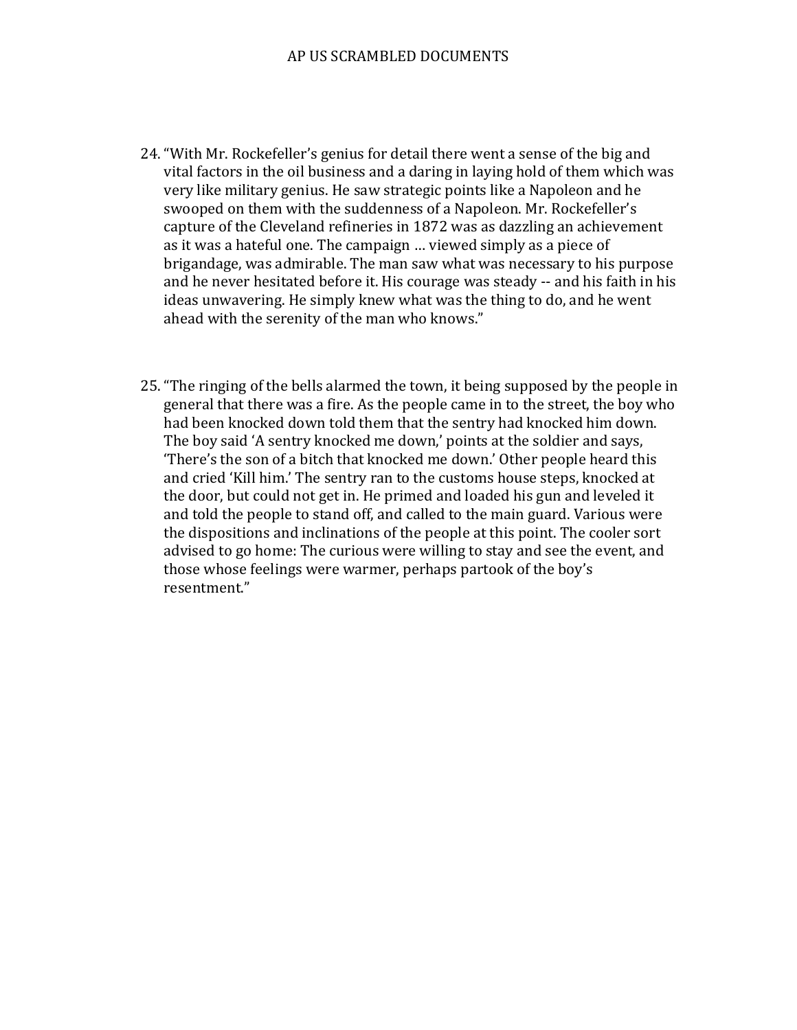24. "With Mr. Rockefeller's genius for detail there went a sense of the big and vital factors in the oil business and a daring in laying hold of them which was very like military genius. He saw strategic points like a Napoleon and he swooped on them with the suddenness of a Napoleon. Mr. Rockefeller's capture of the Cleveland refineries in 1872 was as dazzling an achievement as it was a hateful one. The campaign … viewed simply as a piece of brigandage, was admirable. The man saw what was necessary to his purpose and he never hesitated before it. His courage was steady -- and his faith in his ideas unwavering. He simply knew what was the thing to do, and he went ahead with the serenity of the man who knows."

25. "The ringing of the bells alarmed the town, it being supposed by the people in general that there was a fire. As the people came in to the street, the boy who had been knocked down told them that the sentry had knocked him down. The boy said 'A sentry knocked me down,' points at the soldier and says, 'There's the son of a bitch that knocked me down.' Other people heard this and cried 'Kill him.' The sentry ran to the customs house steps, knocked at the door, but could not get in. He primed and loaded his gun and leveled it and told the people to stand off, and called to the main guard. Various were the dispositions and inclinations of the people at this point. The cooler sort advised to go home: The curious were willing to stay and see the event, and those whose feelings were warmer, perhaps partook of the boy's resentment."